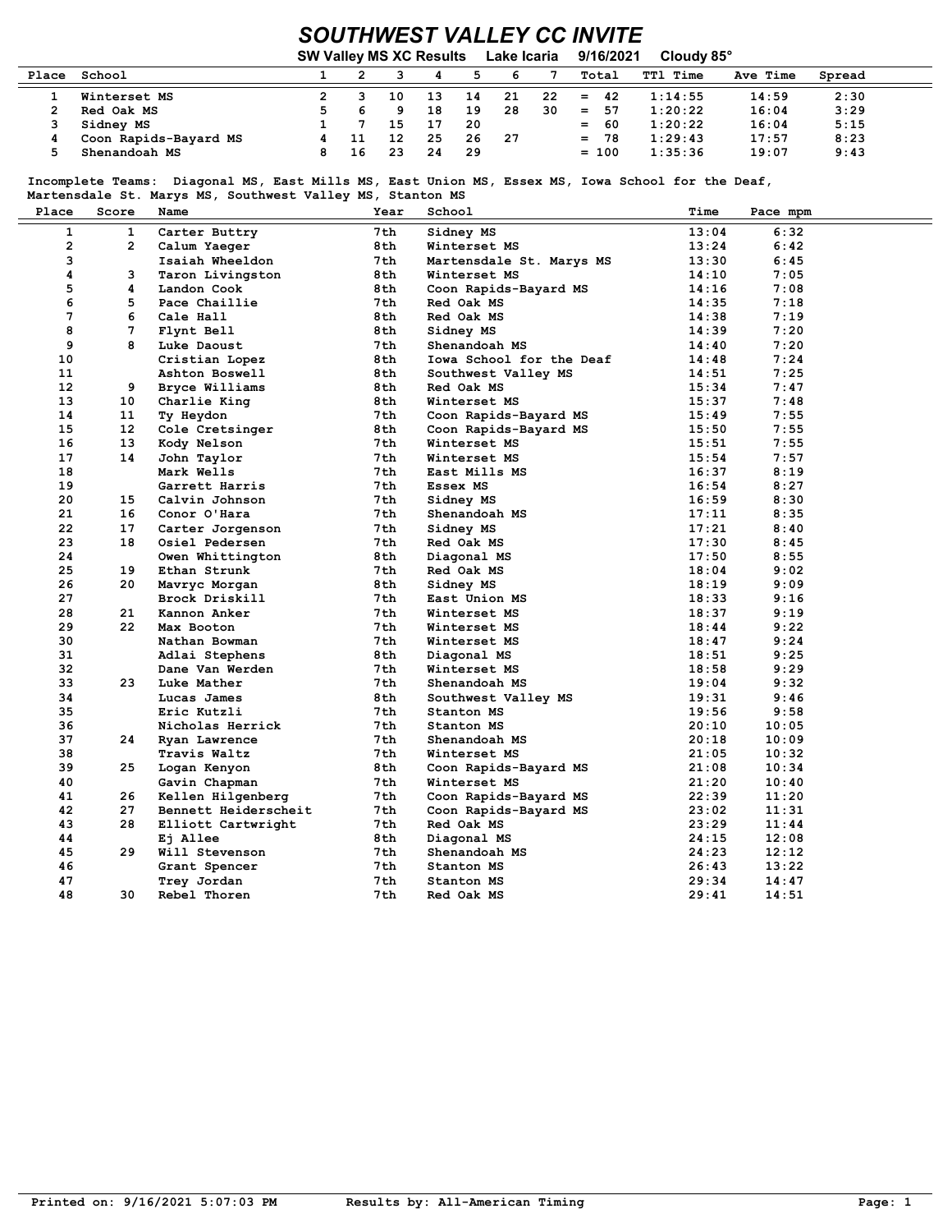# SOUTHWEST VALLEY CC INVITE

**SW Valley MS XC Results    Lake Icaria    9/16/2021    Cloudy 85°**

| Place | School | 1 | 2 | 3 | 4 | 5 | 6 | 7 | Total | TTl Time | Ave Time | Spread |
|---|---|---|---|---|---|---|---|---|---|---|---|---|
| 1 | Winterset MS | 2 | 3 | 10 | 13 | 14 | 21 | 22 | = 42 | 1:14:55 | 14:59 | 2:30 |
| 2 | Red Oak MS | 5 | 6 | 9 | 18 | 19 | 28 | 30 | = 57 | 1:20:22 | 16:04 | 3:29 |
| 3 | Sidney MS | 1 | 7 | 15 | 17 | 20 | | | = 60 | 1:20:22 | 16:04 | 5:15 |
| 4 | Coon Rapids-Bayard MS | 4 | 11 | 12 | 25 | 26 | 27 | | = 78 | 1:29:43 | 17:57 | 8:23 |
| 5 | Shenandoah MS | 8 | 16 | 23 | 24 | 29 | | | = 100 | 1:35:36 | 19:07 | 9:43 |

Incomplete Teams: Diagonal MS, East Mills MS, East Union MS, Essex MS, Iowa School for the Deaf, Martensdale St. Marys MS, Southwest Valley MS, Stanton MS

| Place | Score | Name | Year | School | Time | Pace mpm |
|---|---|---|---|---|---|---|
| 1 | 1 | Carter Buttry | 7th | Sidney MS | 13:04 | 6:32 |
| 2 | 2 | Calum Yaeger | 8th | Winterset MS | 13:24 | 6:42 |
| 3 | | Isaiah Wheeldon | 7th | Martensdale St. Marys MS | 13:30 | 6:45 |
| 4 | 3 | Taron Livingston | 8th | Winterset MS | 14:10 | 7:05 |
| 5 | 4 | Landon Cook | 8th | Coon Rapids-Bayard MS | 14:16 | 7:08 |
| 6 | 5 | Pace Chaillie | 7th | Red Oak MS | 14:35 | 7:18 |
| 7 | 6 | Cale Hall | 8th | Red Oak MS | 14:38 | 7:19 |
| 8 | 7 | Flynt Bell | 8th | Sidney MS | 14:39 | 7:20 |
| 9 | 8 | Luke Daoust | 7th | Shenandoah MS | 14:40 | 7:20 |
| 10 | | Cristian Lopez | 8th | Iowa School for the Deaf | 14:48 | 7:24 |
| 11 | | Ashton Boswell | 8th | Southwest Valley MS | 14:51 | 7:25 |
| 12 | 9 | Bryce Williams | 8th | Red Oak MS | 15:34 | 7:47 |
| 13 | 10 | Charlie King | 8th | Winterset MS | 15:37 | 7:48 |
| 14 | 11 | Ty Heydon | 7th | Coon Rapids-Bayard MS | 15:49 | 7:55 |
| 15 | 12 | Cole Cretsinger | 8th | Coon Rapids-Bayard MS | 15:50 | 7:55 |
| 16 | 13 | Kody Nelson | 7th | Winterset MS | 15:51 | 7:55 |
| 17 | 14 | John Taylor | 7th | Winterset MS | 15:54 | 7:57 |
| 18 | | Mark Wells | 7th | East Mills MS | 16:37 | 8:19 |
| 19 | | Garrett Harris | 7th | Essex MS | 16:54 | 8:27 |
| 20 | 15 | Calvin Johnson | 7th | Sidney MS | 16:59 | 8:30 |
| 21 | 16 | Conor O'Hara | 7th | Shenandoah MS | 17:11 | 8:35 |
| 22 | 17 | Carter Jorgenson | 7th | Sidney MS | 17:21 | 8:40 |
| 23 | 18 | Osiel Pedersen | 7th | Red Oak MS | 17:30 | 8:45 |
| 24 | | Owen Whittington | 8th | Diagonal MS | 17:50 | 8:55 |
| 25 | 19 | Ethan Strunk | 7th | Red Oak MS | 18:04 | 9:02 |
| 26 | 20 | Mavryc Morgan | 8th | Sidney MS | 18:19 | 9:09 |
| 27 | | Brock Driskill | 7th | East Union MS | 18:33 | 9:16 |
| 28 | 21 | Kannon Anker | 7th | Winterset MS | 18:37 | 9:19 |
| 29 | 22 | Max Booton | 7th | Winterset MS | 18:44 | 9:22 |
| 30 | | Nathan Bowman | 7th | Winterset MS | 18:47 | 9:24 |
| 31 | | Adlai Stephens | 8th | Diagonal MS | 18:51 | 9:25 |
| 32 | | Dane Van Werden | 7th | Winterset MS | 18:58 | 9:29 |
| 33 | 23 | Luke Mather | 7th | Shenandoah MS | 19:04 | 9:32 |
| 34 | | Lucas James | 8th | Southwest Valley MS | 19:31 | 9:46 |
| 35 | | Eric Kutzli | 7th | Stanton MS | 19:56 | 9:58 |
| 36 | | Nicholas Herrick | 7th | Stanton MS | 20:10 | 10:05 |
| 37 | 24 | Ryan Lawrence | 7th | Shenandoah MS | 20:18 | 10:09 |
| 38 | | Travis Waltz | 7th | Winterset MS | 21:05 | 10:32 |
| 39 | 25 | Logan Kenyon | 8th | Coon Rapids-Bayard MS | 21:08 | 10:34 |
| 40 | | Gavin Chapman | 7th | Winterset MS | 21:20 | 10:40 |
| 41 | 26 | Kellen Hilgenberg | 7th | Coon Rapids-Bayard MS | 22:39 | 11:20 |
| 42 | 27 | Bennett Heiderscheit | 7th | Coon Rapids-Bayard MS | 23:02 | 11:31 |
| 43 | 28 | Elliott Cartwright | 7th | Red Oak MS | 23:29 | 11:44 |
| 44 | | Ej Allee | 8th | Diagonal MS | 24:15 | 12:08 |
| 45 | 29 | Will Stevenson | 7th | Shenandoah MS | 24:23 | 12:12 |
| 46 | | Grant Spencer | 7th | Stanton MS | 26:43 | 13:22 |
| 47 | | Trey Jordan | 7th | Stanton MS | 29:34 | 14:47 |
| 48 | 30 | Rebel Thoren | 7th | Red Oak MS | 29:41 | 14:51 |

Printed on: 9/16/2021 5:07:03 PM    Results by: All-American Timing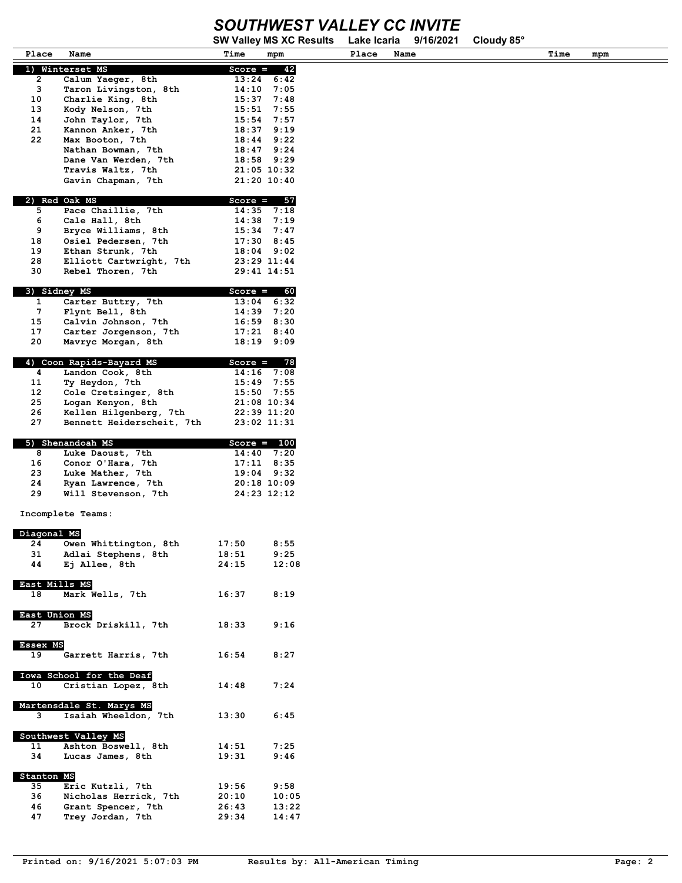# SOUTHWEST VALLEY CC INVITE

**SW Valley MS XC Results   Lake Icaria   9/16/2021   Cloudy 85°**

| Place | Name | Time | mpm |
|---|---|---|---|
| **1) Winterset MS** | | **Score =** | **42** |
| 2 | Calum Yaeger, 8th | 13:24 | 6:42 |
| 3 | Taron Livingston, 8th | 14:10 | 7:05 |
| 10 | Charlie King, 8th | 15:37 | 7:48 |
| 13 | Kody Nelson, 7th | 15:51 | 7:55 |
| 14 | John Taylor, 7th | 15:54 | 7:57 |
| 21 | Kannon Anker, 7th | 18:37 | 9:19 |
| 22 | Max Booton, 7th | 18:44 | 9:22 |
| | Nathan Bowman, 7th | 18:47 | 9:24 |
| | Dane Van Werden, 7th | 18:58 | 9:29 |
| | Travis Waltz, 7th | 21:05 | 10:32 |
| | Gavin Chapman, 7th | 21:20 | 10:40 |
| **2) Red Oak MS** | | **Score =** | **57** |
| 5 | Pace Chaillie, 7th | 14:35 | 7:18 |
| 6 | Cale Hall, 8th | 14:38 | 7:19 |
| 9 | Bryce Williams, 8th | 15:34 | 7:47 |
| 18 | Osiel Pedersen, 7th | 17:30 | 8:45 |
| 19 | Ethan Strunk, 7th | 18:04 | 9:02 |
| 28 | Elliott Cartwright, 7th | 23:29 | 11:44 |
| 30 | Rebel Thoren, 7th | 29:41 | 14:51 |
| **3) Sidney MS** | | **Score =** | **60** |
| 1 | Carter Buttry, 7th | 13:04 | 6:32 |
| 7 | Flynt Bell, 8th | 14:39 | 7:20 |
| 15 | Calvin Johnson, 7th | 16:59 | 8:30 |
| 17 | Carter Jorgenson, 7th | 17:21 | 8:40 |
| 20 | Mavryc Morgan, 8th | 18:19 | 9:09 |
| **4) Coon Rapids-Bayard MS** | | **Score =** | **78** |
| 4 | Landon Cook, 8th | 14:16 | 7:08 |
| 11 | Ty Heydon, 7th | 15:49 | 7:55 |
| 12 | Cole Cretsinger, 8th | 15:50 | 7:55 |
| 25 | Logan Kenyon, 8th | 21:08 | 10:34 |
| 26 | Kellen Hilgenberg, 7th | 22:39 | 11:20 |
| 27 | Bennett Heiderscheit, 7th | 23:02 | 11:31 |
| **5) Shenandoah MS** | | **Score =** | **100** |
| 8 | Luke Daoust, 7th | 14:40 | 7:20 |
| 16 | Conor O'Hara, 7th | 17:11 | 8:35 |
| 23 | Luke Mather, 7th | 19:04 | 9:32 |
| 24 | Ryan Lawrence, 7th | 20:18 | 10:09 |
| 29 | Will Stevenson, 7th | 24:23 | 12:12 |

Incomplete Teams:

| Place | Name | Time | mpm |
|---|---|---|---|
| **Diagonal MS** | | | |
| 24 | Owen Whittington, 8th | 17:50 | 8:55 |
| 31 | Adlai Stephens, 8th | 18:51 | 9:25 |
| 44 | Ej Allee, 8th | 24:15 | 12:08 |
| **East Mills MS** | | | |
| 18 | Mark Wells, 7th | 16:37 | 8:19 |
| **East Union MS** | | | |
| 27 | Brock Driskill, 7th | 18:33 | 9:16 |
| **Essex MS** | | | |
| 19 | Garrett Harris, 7th | 16:54 | 8:27 |
| **Iowa School for the Deaf** | | | |
| 10 | Cristian Lopez, 8th | 14:48 | 7:24 |
| **Martensdale St. Marys MS** | | | |
| 3 | Isaiah Wheeldon, 7th | 13:30 | 6:45 |
| **Southwest Valley MS** | | | |
| 11 | Ashton Boswell, 8th | 14:51 | 7:25 |
| 34 | Lucas James, 8th | 19:31 | 9:46 |
| **Stanton MS** | | | |
| 35 | Eric Kutzli, 7th | 19:56 | 9:58 |
| 36 | Nicholas Herrick, 7th | 20:10 | 10:05 |
| 46 | Grant Spencer, 7th | 26:43 | 13:22 |
| 47 | Trey Jordan, 7th | 29:34 | 14:47 |

Printed on: 9/16/2021 5:07:03 PM   Results by: All-American Timing